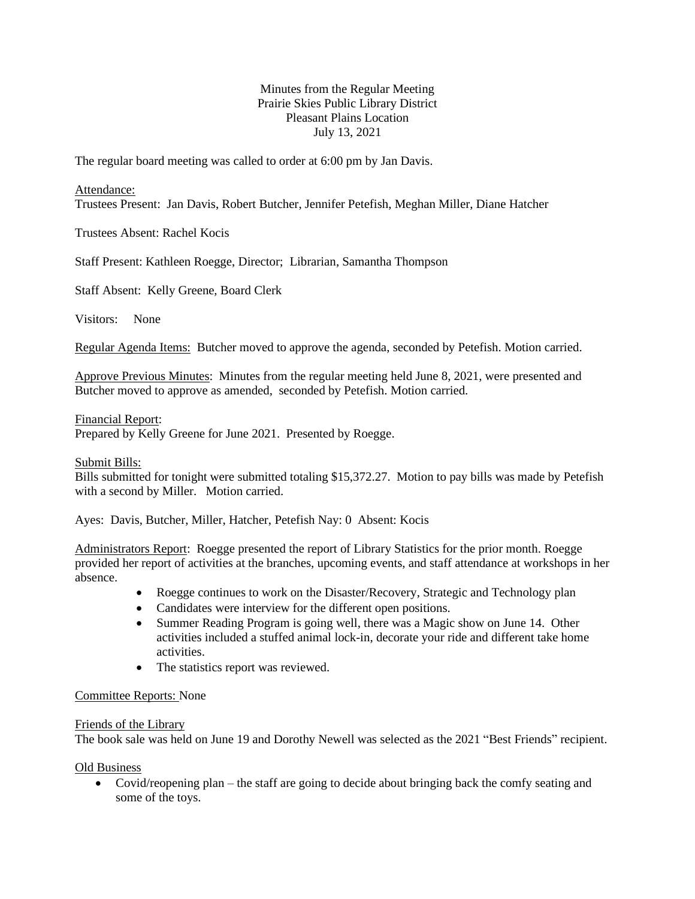Minutes from the Regular Meeting
Prairie Skies Public Library District
Pleasant Plains Location
July 13, 2021

The regular board meeting was called to order at 6:00 pm by Jan Davis.

Attendance:
Trustees Present: Jan Davis, Robert Butcher, Jennifer Petefish, Meghan Miller, Diane Hatcher

Trustees Absent: Rachel Kocis

Staff Present: Kathleen Roegge, Director; Librarian, Samantha Thompson

Staff Absent: Kelly Greene, Board Clerk

Visitors: None

Regular Agenda Items: Butcher moved to approve the agenda, seconded by Petefish. Motion carried.

Approve Previous Minutes: Minutes from the regular meeting held June 8, 2021, were presented and Butcher moved to approve as amended, seconded by Petefish. Motion carried.

Financial Report:
Prepared by Kelly Greene for June 2021. Presented by Roegge.

Submit Bills:
Bills submitted for tonight were submitted totaling $15,372.27. Motion to pay bills was made by Petefish with a second by Miller. Motion carried.

Ayes: Davis, Butcher, Miller, Hatcher, Petefish Nay: 0 Absent: Kocis

Administrators Report: Roegge presented the report of Library Statistics for the prior month. Roegge provided her report of activities at the branches, upcoming events, and staff attendance at workshops in her absence.

- Roegge continues to work on the Disaster/Recovery, Strategic and Technology plan
- Candidates were interview for the different open positions.
- Summer Reading Program is going well, there was a Magic show on June 14. Other activities included a stuffed animal lock-in, decorate your ride and different take home activities.
- The statistics report was reviewed.

Committee Reports: None

Friends of the Library
The book sale was held on June 19 and Dorothy Newell was selected as the 2021 "Best Friends" recipient.

Old Business

- Covid/reopening plan – the staff are going to decide about bringing back the comfy seating and some of the toys.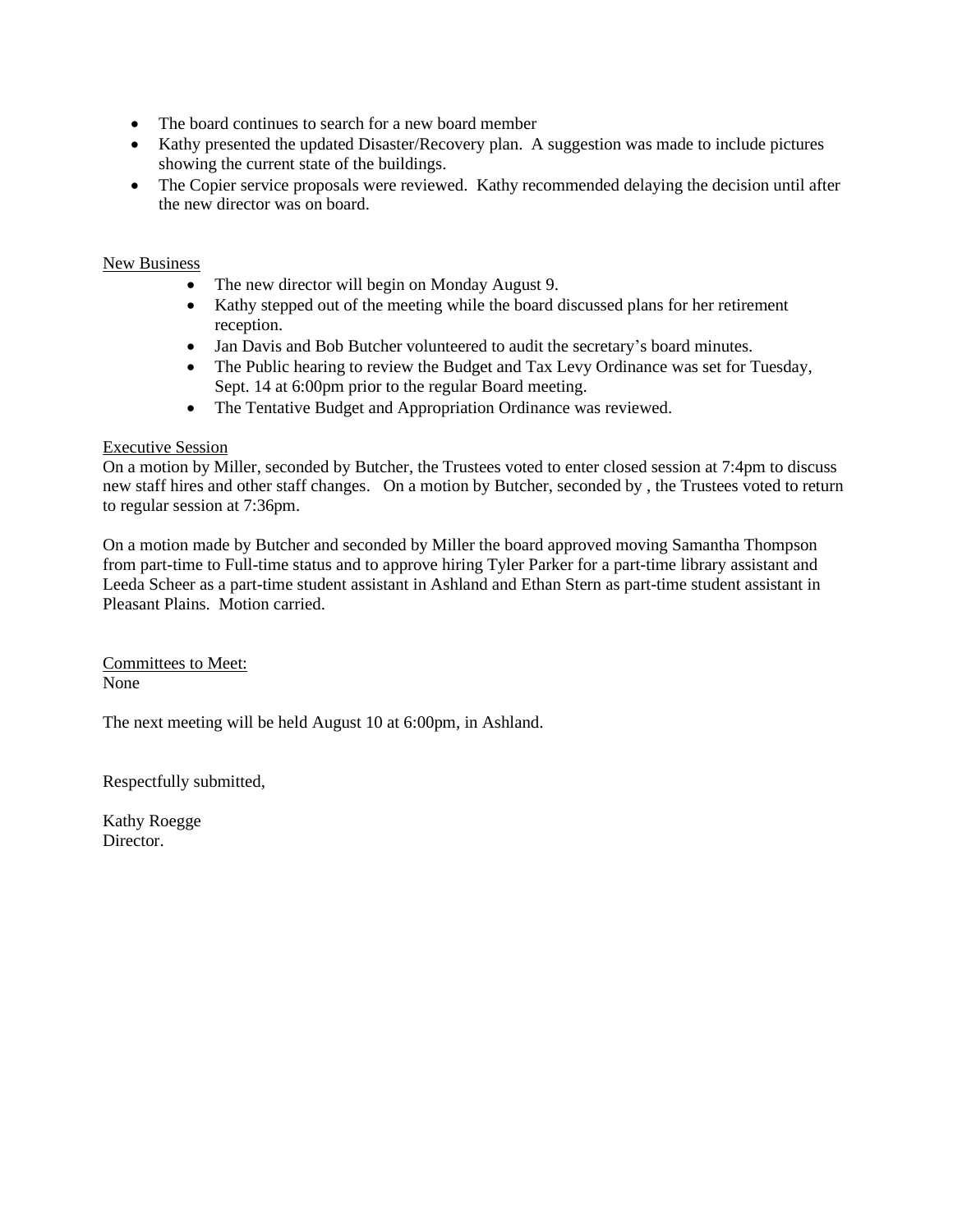- The board continues to search for a new board member
- Kathy presented the updated Disaster/Recovery plan. A suggestion was made to include pictures showing the current state of the buildings.
- The Copier service proposals were reviewed. Kathy recommended delaying the decision until after the new director was on board.

New Business

- The new director will begin on Monday August 9.
- Kathy stepped out of the meeting while the board discussed plans for her retirement reception.
- Jan Davis and Bob Butcher volunteered to audit the secretary's board minutes.
- The Public hearing to review the Budget and Tax Levy Ordinance was set for Tuesday, Sept. 14 at 6:00pm prior to the regular Board meeting.
- The Tentative Budget and Appropriation Ordinance was reviewed.

Executive Session

On a motion by Miller, seconded by Butcher, the Trustees voted to enter closed session at 7:4pm to discuss new staff hires and other staff changes. On a motion by Butcher, seconded by , the Trustees voted to return to regular session at 7:36pm.

On a motion made by Butcher and seconded by Miller the board approved moving Samantha Thompson from part-time to Full-time status and to approve hiring Tyler Parker for a part-time library assistant and Leeda Scheer as a part-time student assistant in Ashland and Ethan Stern as part-time student assistant in Pleasant Plains. Motion carried.

Committees to Meet:
None

The next meeting will be held August 10 at 6:00pm, in Ashland.

Respectfully submitted,

Kathy Roegge
Director.